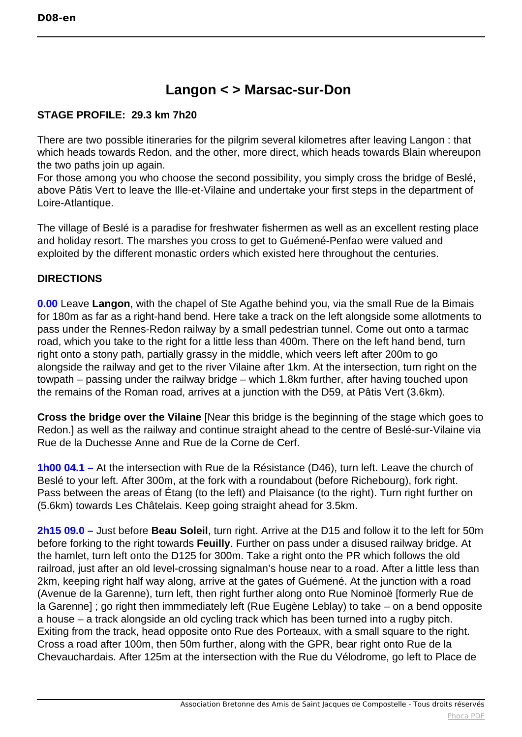# Langon < > Marsac-sur-Don

**STAGE PROFILE: 29.3 km 7h20**

There are two possible itineraries for the pilgrim several kilometres after leaving Langon : that which heads towards Redon, and the other, more direct, which heads towards Blain whereupon the two paths join up again.
For those among you who choose the second possibility, you simply cross the bridge of Beslé, above Pâtis Vert to leave the Ille-et-Vilaine and undertake your first steps in the department of Loire-Atlantique.

The village of Beslé is a paradise for freshwater fishermen as well as an excellent resting place and holiday resort. The marshes you cross to get to Guémené-Penfao were valued and exploited by the different monastic orders which existed here throughout the centuries.

**DIRECTIONS**

**0.00** Leave **Langon**, with the chapel of Ste Agathe behind you, via the small Rue de la Bimais for 180m as far as a right-hand bend. Here take a track on the left alongside some allotments to pass under the Rennes-Redon railway by a small pedestrian tunnel. Come out onto a tarmac road, which you take to the right for a little less than 400m. There on the left hand bend, turn right onto a stony path, partially grassy in the middle, which veers left after 200m to go alongside the railway and get to the river Vilaine after 1km. At the intersection, turn right on the towpath – passing under the railway bridge – which 1.8km further, after having touched upon the remains of the Roman road, arrives at a junction with the D59, at Pâtis Vert (3.6km).

**Cross the bridge over the Vilaine** [Near this bridge is the beginning of the stage which goes to Redon.] as well as the railway and continue straight ahead to the centre of Beslé-sur-Vilaine via Rue de la Duchesse Anne and Rue de la Corne de Cerf.

**1h00 04.1 –** At the intersection with Rue de la Résistance (D46), turn left. Leave the church of Beslé to your left. After 300m, at the fork with a roundabout (before Richebourg), fork right. Pass between the areas of Étang (to the left) and Plaisance (to the right). Turn right further on (5.6km) towards Les Châtelais. Keep going straight ahead for 3.5km.

**2h15 09.0 –** Just before **Beau Soleil**, turn right. Arrive at the D15 and follow it to the left for 50m before forking to the right towards **Feuilly**. Further on pass under a disused railway bridge. At the hamlet, turn left onto the D125 for 300m. Take a right onto the PR which follows the old railroad, just after an old level-crossing signalman's house near to a road. After a little less than 2km, keeping right half way along, arrive at the gates of Guémené. At the junction with a road (Avenue de la Garenne), turn left, then right further along onto Rue Nominoë [formerly Rue de la Garenne] ; go right then immmediately left (Rue Eugène Leblay) to take – on a bend opposite a house – a track alongside an old cycling track which has been turned into a rugby pitch. Exiting from the track, head opposite onto Rue des Porteaux, with a small square to the right. Cross a road after 100m, then 50m further, along with the GPR, bear right onto Rue de la Chevauchardais. After 125m at the intersection with the Rue du Vélodrome, go left to Place de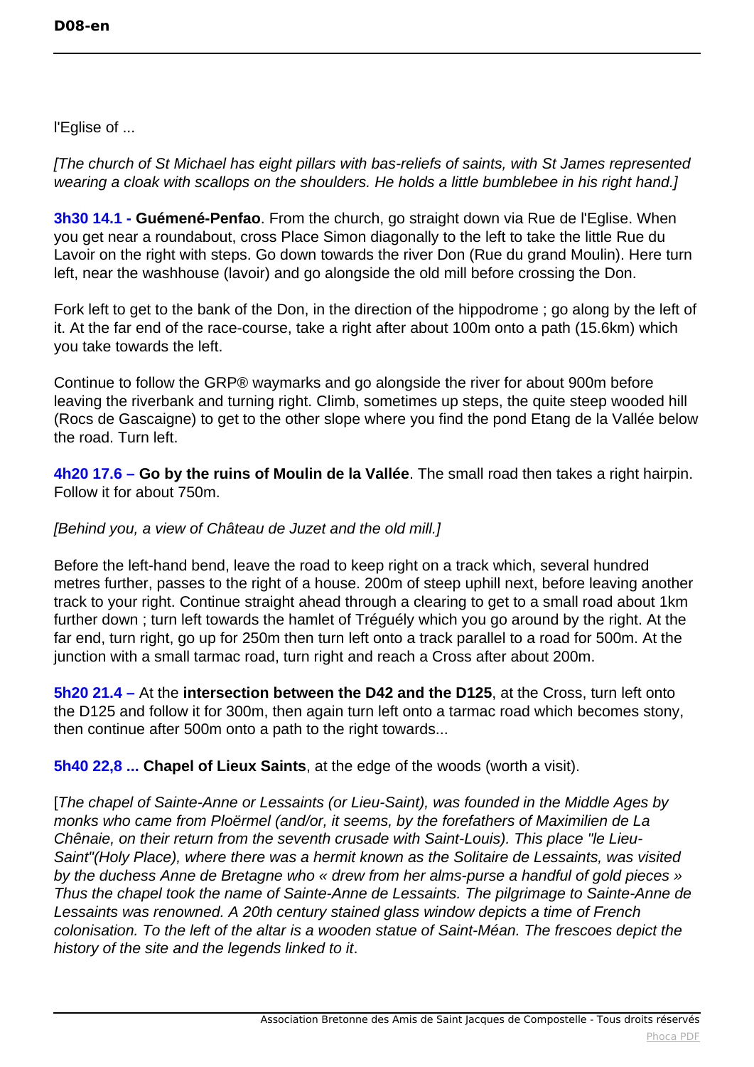l'Eglise of ...

*[The church of St Michael has eight pillars with bas-reliefs of saints, with St James represented wearing a cloak with scallops on the shoulders. He holds a little bumblebee in his right hand.]*

**3h30 14.1 - Guémené-Penfao**. From the church, go straight down via Rue de l'Eglise. When you get near a roundabout, cross Place Simon diagonally to the left to take the little Rue du Lavoir on the right with steps. Go down towards the river Don (Rue du grand Moulin). Here turn left, near the washhouse (lavoir) and go alongside the old mill before crossing the Don.

Fork left to get to the bank of the Don, in the direction of the hippodrome ; go along by the left of it. At the far end of the race-course, take a right after about 100m onto a path (15.6km) which you take towards the left.

Continue to follow the GRP® waymarks and go alongside the river for about 900m before leaving the riverbank and turning right. Climb, sometimes up steps, the quite steep wooded hill (Rocs de Gascaigne) to get to the other slope where you find the pond Etang de la Vallée below the road. Turn left.

**4h20 17.6 – Go by the ruins of Moulin de la Vallée**. The small road then takes a right hairpin. Follow it for about 750m.

*[Behind you, a view of Château de Juzet and the old mill.]*

Before the left-hand bend, leave the road to keep right on a track which, several hundred metres further, passes to the right of a house. 200m of steep uphill next, before leaving another track to your right. Continue straight ahead through a clearing to get to a small road about 1km further down ; turn left towards the hamlet of Tréguély which you go around by the right. At the far end, turn right, go up for 250m then turn left onto a track parallel to a road for 500m. At the junction with a small tarmac road, turn right and reach a Cross after about 200m.

**5h20 21.4 –** At the **intersection between the D42 and the D125**, at the Cross, turn left onto the D125 and follow it for 300m, then again turn left onto a tarmac road which becomes stony, then continue after 500m onto a path to the right towards...

**5h40 22,8 ... Chapel of Lieux Saints**, at the edge of the woods (worth a visit).

[*The chapel of Sainte-Anne or Lessaints (or Lieu-Saint), was founded in the Middle Ages by monks who came from Ploërmel (and/or, it seems, by the forefathers of Maximilien de La Chênaie, on their return from the seventh crusade with Saint-Louis). This place "le Lieu-Saint"(Holy Place), where there was a hermit known as the Solitaire de Lessaints, was visited by the duchess Anne de Bretagne who « drew from her alms-purse a handful of gold pieces » Thus the chapel took the name of Sainte-Anne de Lessaints. The pilgrimage to Sainte-Anne de Lessaints was renowned. A 20th century stained glass window depicts a time of French colonisation. To the left of the altar is a wooden statue of Saint-Méan. The frescoes depict the history of the site and the legends linked to it*.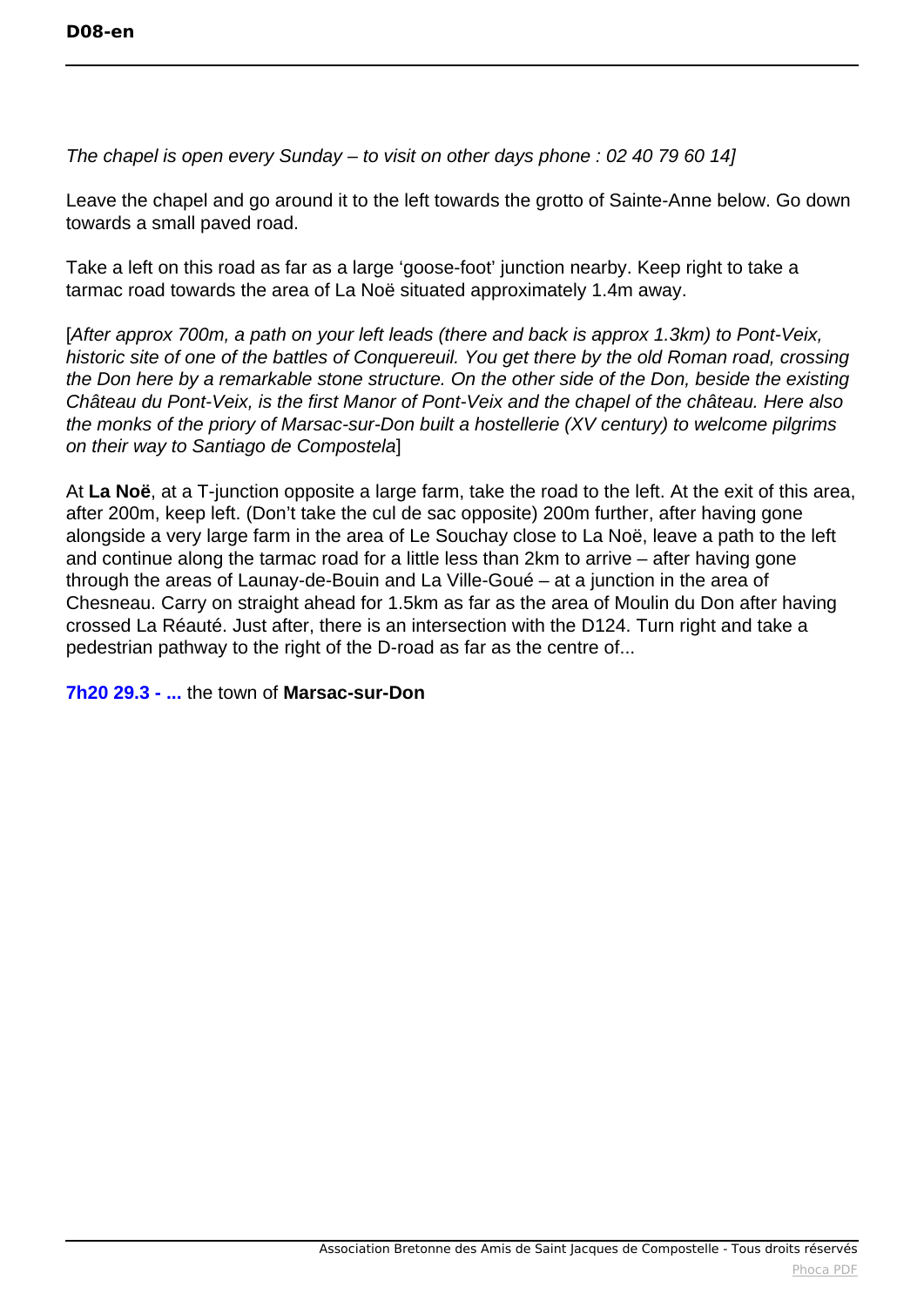*The chapel is open every Sunday – to visit on other days phone : 02 40 79 60 14]*

Leave the chapel and go around it to the left towards the grotto of Sainte-Anne below. Go down towards a small paved road.

Take a left on this road as far as a large 'goose-foot' junction nearby. Keep right to take a tarmac road towards the area of La Noë situated approximately 1.4m away.

[*After approx 700m, a path on your left leads (there and back is approx 1.3km) to Pont-Veix, historic site of one of the battles of Conquereuil. You get there by the old Roman road, crossing the Don here by a remarkable stone structure. On the other side of the Don, beside the existing Château du Pont-Veix, is the first Manor of Pont-Veix and the chapel of the château. Here also the monks of the priory of Marsac-sur-Don built a hostellerie (XV century) to welcome pilgrims on their way to Santiago de Compostela*]

At **La Noë**, at a T-junction opposite a large farm, take the road to the left. At the exit of this area, after 200m, keep left. (Don't take the cul de sac opposite) 200m further, after having gone alongside a very large farm in the area of Le Souchay close to La Noë, leave a path to the left and continue along the tarmac road for a little less than 2km to arrive – after having gone through the areas of Launay-de-Bouin and La Ville-Goué – at a junction in the area of Chesneau. Carry on straight ahead for 1.5km as far as the area of Moulin du Don after having crossed La Réauté. Just after, there is an intersection with the D124. Turn right and take a pedestrian pathway to the right of the D-road as far as the centre of...

**7h20 29.3 - ...** the town of **Marsac-sur-Don**